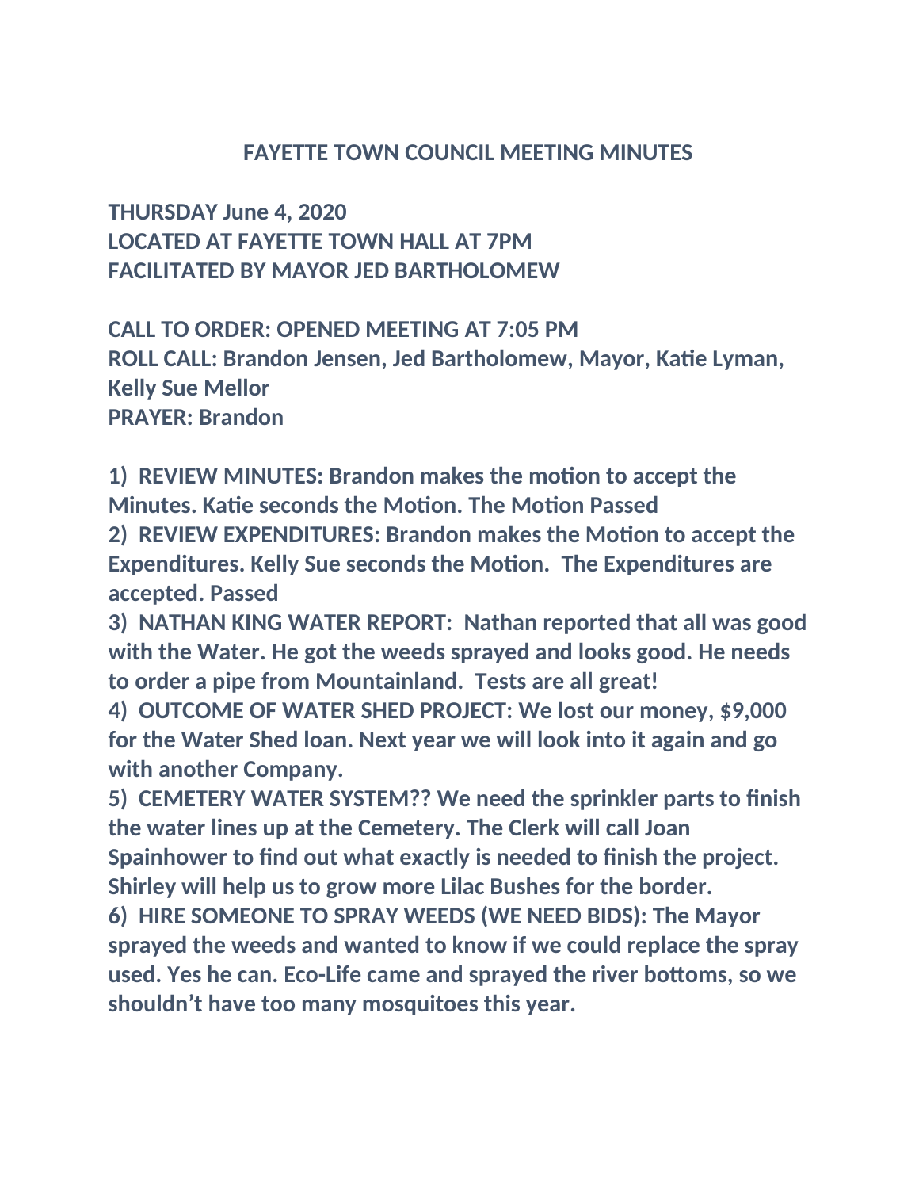# FAYETTE TOWN COUNCIL MEETING MINUTES

**THURSDAY June 4, 2020**
**LOCATED AT FAYETTE TOWN HALL AT 7PM**
**FACILITATED BY MAYOR JED BARTHOLOMEW**

**CALL TO ORDER: OPENED MEETING AT 7:05 PM**
**ROLL CALL: Brandon Jensen, Jed Bartholomew, Mayor, Katie Lyman, Kelly Sue Mellor**
**PRAYER: Brandon**

**1) REVIEW MINUTES: Brandon makes the motion to accept the Minutes. Katie seconds the Motion. The Motion Passed**
**2) REVIEW EXPENDITURES: Brandon makes the Motion to accept the Expenditures. Kelly Sue seconds the Motion. The Expenditures are accepted. Passed**
**3) NATHAN KING WATER REPORT: Nathan reported that all was good with the Water. He got the weeds sprayed and looks good. He needs to order a pipe from Mountainland. Tests are all great!**
**4) OUTCOME OF WATER SHED PROJECT: We lost our money, $9,000 for the Water Shed loan. Next year we will look into it again and go with another Company.**
**5) CEMETERY WATER SYSTEM?? We need the sprinkler parts to finish the water lines up at the Cemetery. The Clerk will call Joan Spainhower to find out what exactly is needed to finish the project. Shirley will help us to grow more Lilac Bushes for the border.**
**6) HIRE SOMEONE TO SPRAY WEEDS (WE NEED BIDS): The Mayor sprayed the weeds and wanted to know if we could replace the spray used. Yes he can. Eco-Life came and sprayed the river bottoms, so we shouldn't have too many mosquitoes this year.**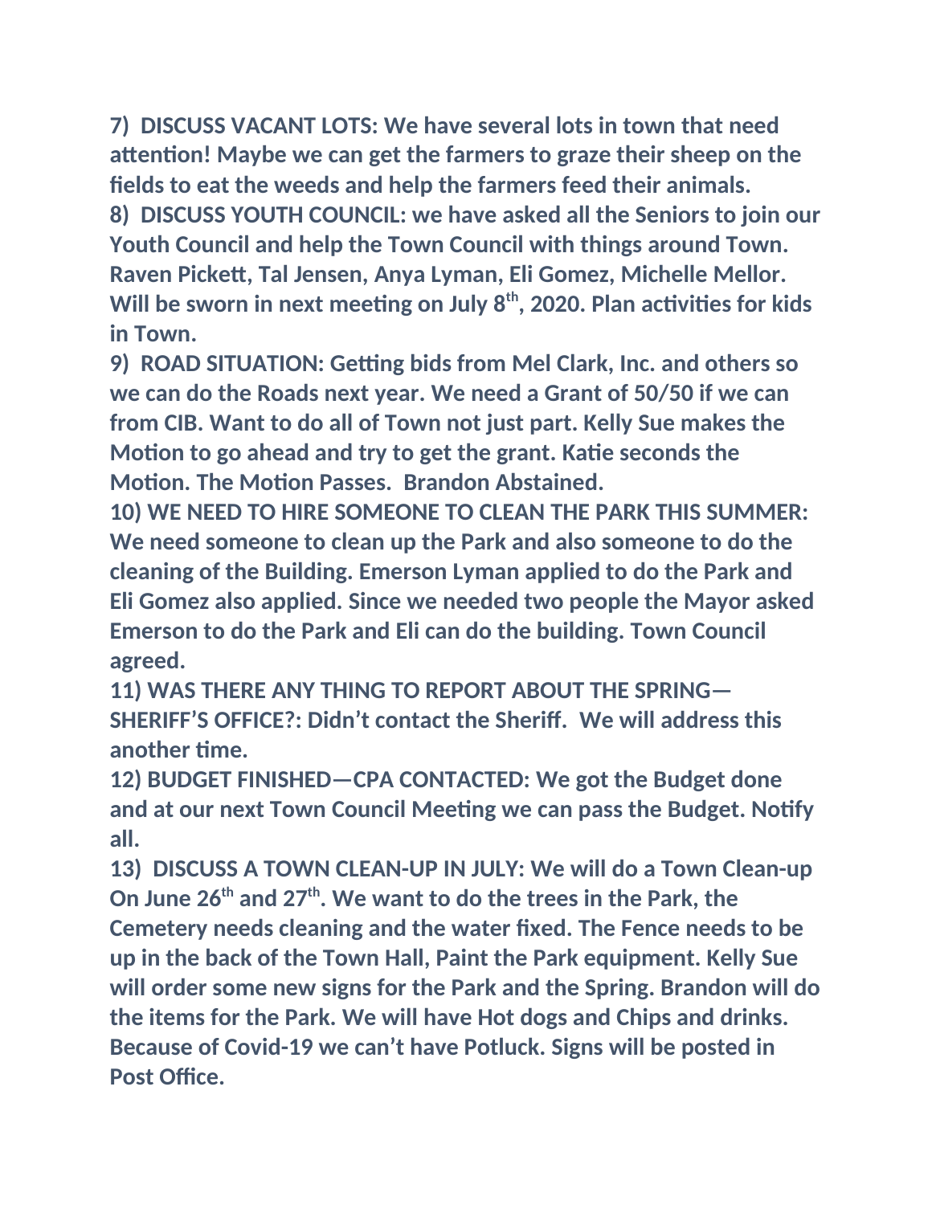**7) DISCUSS VACANT LOTS: We have several lots in town that need attention! Maybe we can get the farmers to graze their sheep on the fields to eat the weeds and help the farmers feed their animals.**

**8) DISCUSS YOUTH COUNCIL: we have asked all the Seniors to join our Youth Council and help the Town Council with things around Town. Raven Pickett, Tal Jensen, Anya Lyman, Eli Gomez, Michelle Mellor. Will be sworn in next meeting on July 8th, 2020. Plan activities for kids in Town.**

**9) ROAD SITUATION: Getting bids from Mel Clark, Inc. and others so we can do the Roads next year. We need a Grant of 50/50 if we can from CIB. Want to do all of Town not just part. Kelly Sue makes the Motion to go ahead and try to get the grant. Katie seconds the Motion. The Motion Passes. Brandon Abstained.**

**10) WE NEED TO HIRE SOMEONE TO CLEAN THE PARK THIS SUMMER: We need someone to clean up the Park and also someone to do the cleaning of the Building. Emerson Lyman applied to do the Park and Eli Gomez also applied. Since we needed two people the Mayor asked Emerson to do the Park and Eli can do the building. Town Council agreed.**

**11) WAS THERE ANY THING TO REPORT ABOUT THE SPRING—SHERIFF'S OFFICE?: Didn't contact the Sheriff. We will address this another time.**

**12) BUDGET FINISHED—CPA CONTACTED: We got the Budget done and at our next Town Council Meeting we can pass the Budget. Notify all.**

**13) DISCUSS A TOWN CLEAN-UP IN JULY: We will do a Town Clean-up On June 26th and 27th. We want to do the trees in the Park, the Cemetery needs cleaning and the water fixed. The Fence needs to be up in the back of the Town Hall, Paint the Park equipment. Kelly Sue will order some new signs for the Park and the Spring. Brandon will do the items for the Park. We will have Hot dogs and Chips and drinks. Because of Covid-19 we can't have Potluck. Signs will be posted in Post Office.**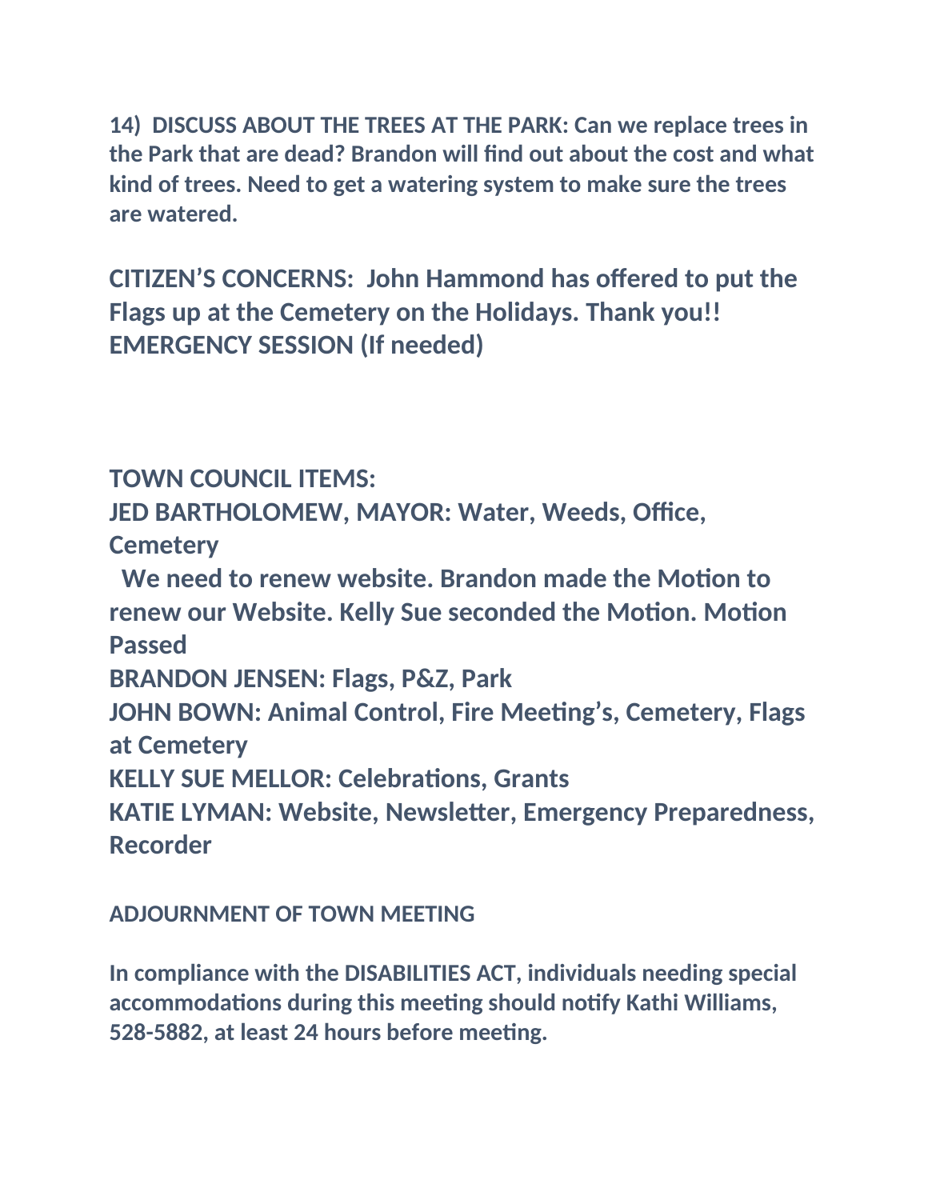**14) DISCUSS ABOUT THE TREES AT THE PARK: Can we replace trees in the Park that are dead? Brandon will find out about the cost and what kind of trees. Need to get a watering system to make sure the trees are watered.**

**CITIZEN'S CONCERNS: John Hammond has offered to put the Flags up at the Cemetery on the Holidays. Thank you!!**
**EMERGENCY SESSION (If needed)**

**TOWN COUNCIL ITEMS:**
**JED BARTHOLOMEW, MAYOR: Water, Weeds, Office, Cemetery**
**We need to renew website. Brandon made the Motion to renew our Website. Kelly Sue seconded the Motion. Motion Passed**
**BRANDON JENSEN: Flags, P&Z, Park**
**JOHN BOWN: Animal Control, Fire Meeting's, Cemetery, Flags at Cemetery**
**KELLY SUE MELLOR: Celebrations, Grants**
**KATIE LYMAN: Website, Newsletter, Emergency Preparedness, Recorder**

**ADJOURNMENT OF TOWN MEETING**

**In compliance with the DISABILITIES ACT, individuals needing special accommodations during this meeting should notify Kathi Williams, 528-5882, at least 24 hours before meeting.**